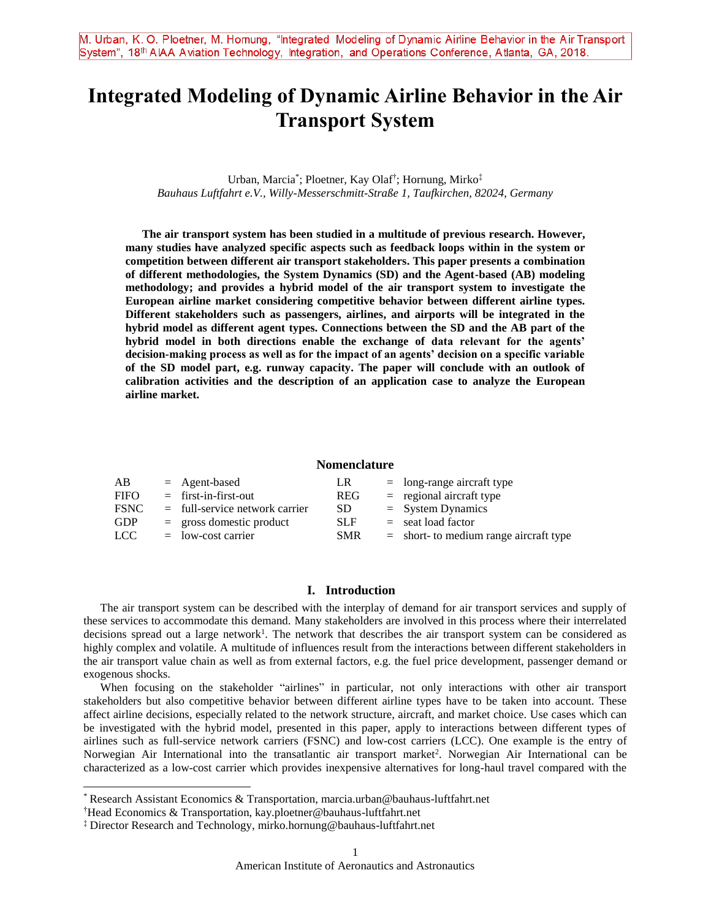M. Urban, K. O. Ploetner, M. Hornung, "Integrated Modeling of Dynamic Airline Behavior in the Air Transport System", 18th AIAA Aviation Technology, Integration, and Operations Conference, Atlanta, GA, 2018.

# Integrated Modeling of Dynamic Airline Behavior in the Air Transport System

Urban, Marcia*; Ploetner, Kay Olaf†; Hornung, Mirko‡

*Bauhaus Luftfahrt e.V., Willy-Messerschmitt-Straße 1, Taufkirchen, 82024, Germany*

**The air transport system has been studied in a multitude of previous research. However, many studies have analyzed specific aspects such as feedback loops within in the system or competition between different air transport stakeholders. This paper presents a combination of different methodologies, the System Dynamics (SD) and the Agent-based (AB) modeling methodology; and provides a hybrid model of the air transport system to investigate the European airline market considering competitive behavior between different airline types. Different stakeholders such as passengers, airlines, and airports will be integrated in the hybrid model as different agent types. Connections between the SD and the AB part of the hybrid model in both directions enable the exchange of data relevant for the agents' decision-making process as well as for the impact of an agents' decision on a specific variable of the SD model part, e.g. runway capacity. The paper will conclude with an outlook of calibration activities and the description of an application case to analyze the European airline market.**

## Nomenclature

| | | | |
|---|---|---|---|
| AB | = Agent-based | LR | = long-range aircraft type |
| FIFO | = first-in-first-out | REG | = regional aircraft type |
| FSNC | = full-service network carrier | SD | = System Dynamics |
| GDP | = gross domestic product | SLF | = seat load factor |
| LCC | = low-cost carrier | SMR | = short- to medium range aircraft type |

## I. Introduction

The air transport system can be described with the interplay of demand for air transport services and supply of these services to accommodate this demand. Many stakeholders are involved in this process where their interrelated decisions spread out a large network[1]. The network that describes the air transport system can be considered as highly complex and volatile. A multitude of influences result from the interactions between different stakeholders in the air transport value chain as well as from external factors, e.g. the fuel price development, passenger demand or exogenous shocks.

When focusing on the stakeholder "airlines" in particular, not only interactions with other air transport stakeholders but also competitive behavior between different airline types have to be taken into account. These affect airline decisions, especially related to the network structure, aircraft, and market choice. Use cases which can be investigated with the hybrid model, presented in this paper, apply to interactions between different types of airlines such as full-service network carriers (FSNC) and low-cost carriers (LCC). One example is the entry of Norwegian Air International into the transatlantic air transport market[2]. Norwegian Air International can be characterized as a low-cost carrier which provides inexpensive alternatives for long-haul travel compared with the

* Research Assistant Economics & Transportation, marcia.urban@bauhaus-luftfahrt.net

†Head Economics & Transportation, kay.ploetner@bauhaus-luftfahrt.net

‡ Director Research and Technology, mirko.hornung@bauhaus-luftfahrt.net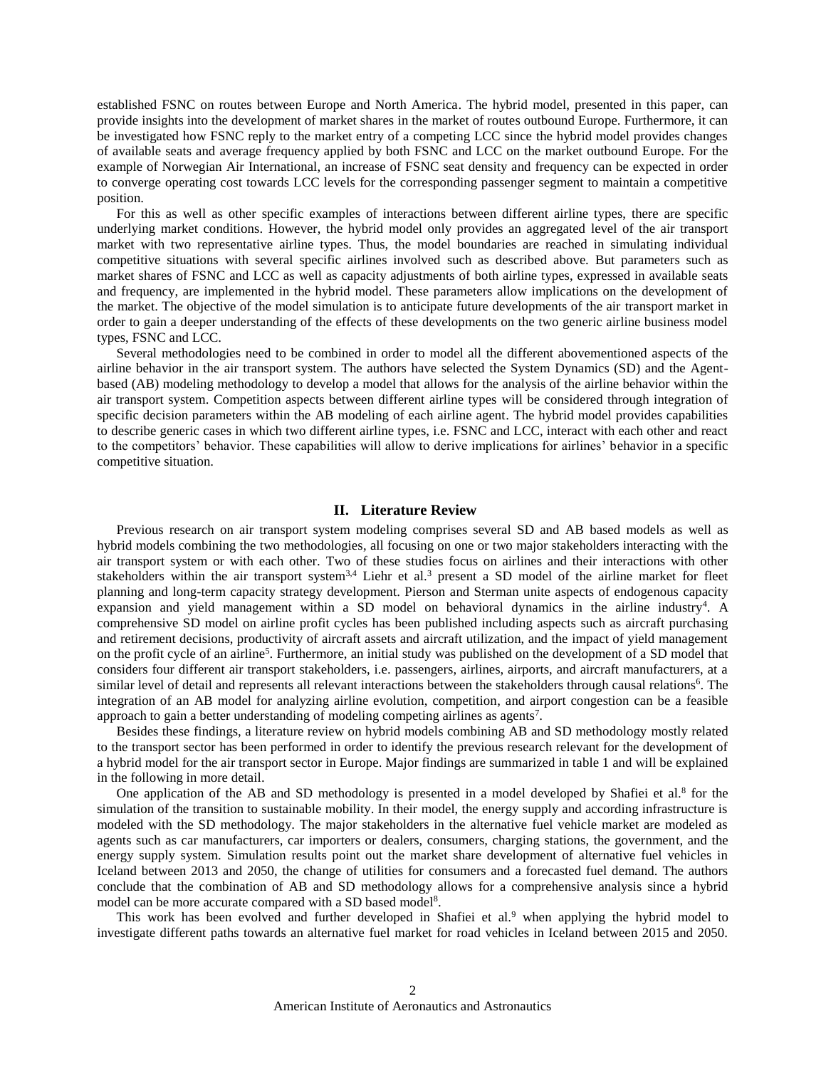established FSNC on routes between Europe and North America. The hybrid model, presented in this paper, can provide insights into the development of market shares in the market of routes outbound Europe. Furthermore, it can be investigated how FSNC reply to the market entry of a competing LCC since the hybrid model provides changes of available seats and average frequency applied by both FSNC and LCC on the market outbound Europe. For the example of Norwegian Air International, an increase of FSNC seat density and frequency can be expected in order to converge operating cost towards LCC levels for the corresponding passenger segment to maintain a competitive position.

For this as well as other specific examples of interactions between different airline types, there are specific underlying market conditions. However, the hybrid model only provides an aggregated level of the air transport market with two representative airline types. Thus, the model boundaries are reached in simulating individual competitive situations with several specific airlines involved such as described above. But parameters such as market shares of FSNC and LCC as well as capacity adjustments of both airline types, expressed in available seats and frequency, are implemented in the hybrid model. These parameters allow implications on the development of the market. The objective of the model simulation is to anticipate future developments of the air transport market in order to gain a deeper understanding of the effects of these developments on the two generic airline business model types, FSNC and LCC.

Several methodologies need to be combined in order to model all the different abovementioned aspects of the airline behavior in the air transport system. The authors have selected the System Dynamics (SD) and the Agent-based (AB) modeling methodology to develop a model that allows for the analysis of the airline behavior within the air transport system. Competition aspects between different airline types will be considered through integration of specific decision parameters within the AB modeling of each airline agent. The hybrid model provides capabilities to describe generic cases in which two different airline types, i.e. FSNC and LCC, interact with each other and react to the competitors' behavior. These capabilities will allow to derive implications for airlines' behavior in a specific competitive situation.

## II. Literature Review

Previous research on air transport system modeling comprises several SD and AB based models as well as hybrid models combining the two methodologies, all focusing on one or two major stakeholders interacting with the air transport system or with each other. Two of these studies focus on airlines and their interactions with other stakeholders within the air transport system[3,4] Liehr et al.[3] present a SD model of the airline market for fleet planning and long-term capacity strategy development. Pierson and Sterman unite aspects of endogenous capacity expansion and yield management within a SD model on behavioral dynamics in the airline industry[4]. A comprehensive SD model on airline profit cycles has been published including aspects such as aircraft purchasing and retirement decisions, productivity of aircraft assets and aircraft utilization, and the impact of yield management on the profit cycle of an airline[5]. Furthermore, an initial study was published on the development of a SD model that considers four different air transport stakeholders, i.e. passengers, airlines, airports, and aircraft manufacturers, at a similar level of detail and represents all relevant interactions between the stakeholders through causal relations[6]. The integration of an AB model for analyzing airline evolution, competition, and airport congestion can be a feasible approach to gain a better understanding of modeling competing airlines as agents[7].

Besides these findings, a literature review on hybrid models combining AB and SD methodology mostly related to the transport sector has been performed in order to identify the previous research relevant for the development of a hybrid model for the air transport sector in Europe. Major findings are summarized in table 1 and will be explained in the following in more detail.

One application of the AB and SD methodology is presented in a model developed by Shafiei et al.[8] for the simulation of the transition to sustainable mobility. In their model, the energy supply and according infrastructure is modeled with the SD methodology. The major stakeholders in the alternative fuel vehicle market are modeled as agents such as car manufacturers, car importers or dealers, consumers, charging stations, the government, and the energy supply system. Simulation results point out the market share development of alternative fuel vehicles in Iceland between 2013 and 2050, the change of utilities for consumers and a forecasted fuel demand. The authors conclude that the combination of AB and SD methodology allows for a comprehensive analysis since a hybrid model can be more accurate compared with a SD based model[8].

This work has been evolved and further developed in Shafiei et al.[9] when applying the hybrid model to investigate different paths towards an alternative fuel market for road vehicles in Iceland between 2015 and 2050.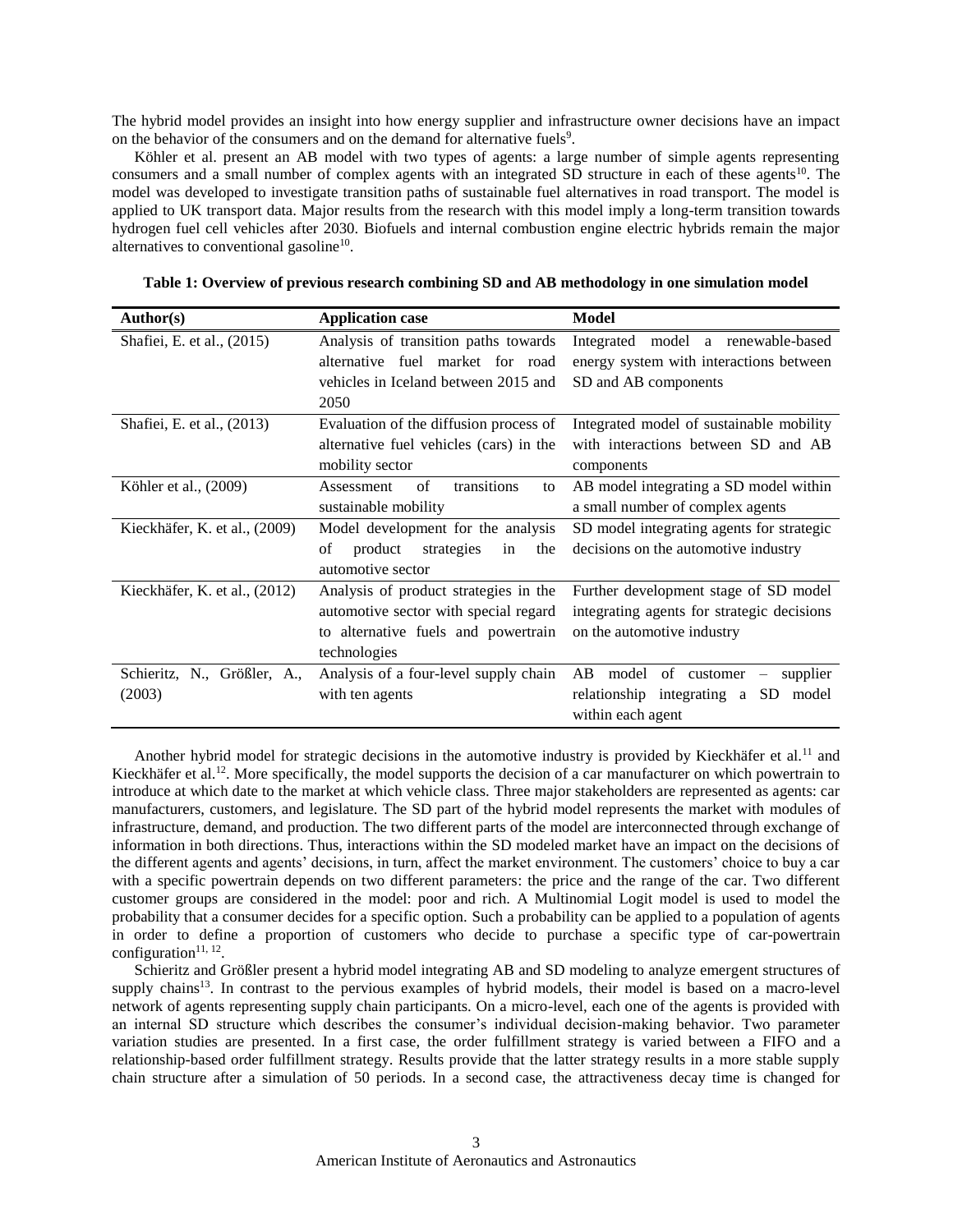The hybrid model provides an insight into how energy supplier and infrastructure owner decisions have an impact on the behavior of the consumers and on the demand for alternative fuels[9].

Köhler et al. present an AB model with two types of agents: a large number of simple agents representing consumers and a small number of complex agents with an integrated SD structure in each of these agents[10]. The model was developed to investigate transition paths of sustainable fuel alternatives in road transport. The model is applied to UK transport data. Major results from the research with this model imply a long-term transition towards hydrogen fuel cell vehicles after 2030. Biofuels and internal combustion engine electric hybrids remain the major alternatives to conventional gasoline[10].

**Table 1: Overview of previous research combining SD and AB methodology in one simulation model**

| Author(s) | Application case | Model |
|---|---|---|
| Shafiei, E. et al., (2015) | Analysis of transition paths towards alternative fuel market for road vehicles in Iceland between 2015 and 2050 | Integrated model a renewable-based energy system with interactions between SD and AB components |
| Shafiei, E. et al., (2013) | Evaluation of the diffusion process of alternative fuel vehicles (cars) in the mobility sector | Integrated model of sustainable mobility with interactions between SD and AB components |
| Köhler et al., (2009) | Assessment of transitions to sustainable mobility | AB model integrating a SD model within a small number of complex agents |
| Kieckhäfer, K. et al., (2009) | Model development for the analysis of product strategies in the automotive sector | SD model integrating agents for strategic decisions on the automotive industry |
| Kieckhäfer, K. et al., (2012) | Analysis of product strategies in the automotive sector with special regard to alternative fuels and powertrain technologies | Further development stage of SD model integrating agents for strategic decisions on the automotive industry |
| Schieritz, N., Größler, A., (2003) | Analysis of a four-level supply chain with ten agents | AB model of customer – supplier relationship integrating a SD model within each agent |

Another hybrid model for strategic decisions in the automotive industry is provided by Kieckhäfer et al.[11] and Kieckhäfer et al.[12]. More specifically, the model supports the decision of a car manufacturer on which powertrain to introduce at which date to the market at which vehicle class. Three major stakeholders are represented as agents: car manufacturers, customers, and legislature. The SD part of the hybrid model represents the market with modules of infrastructure, demand, and production. The two different parts of the model are interconnected through exchange of information in both directions. Thus, interactions within the SD modeled market have an impact on the decisions of the different agents and agents' decisions, in turn, affect the market environment. The customers' choice to buy a car with a specific powertrain depends on two different parameters: the price and the range of the car. Two different customer groups are considered in the model: poor and rich. A Multinomial Logit model is used to model the probability that a consumer decides for a specific option. Such a probability can be applied to a population of agents in order to define a proportion of customers who decide to purchase a specific type of car-powertrain configuration[11, 12].

Schieritz and Größler present a hybrid model integrating AB and SD modeling to analyze emergent structures of supply chains[13]. In contrast to the pervious examples of hybrid models, their model is based on a macro-level network of agents representing supply chain participants. On a micro-level, each one of the agents is provided with an internal SD structure which describes the consumer's individual decision-making behavior. Two parameter variation studies are presented. In a first case, the order fulfillment strategy is varied between a FIFO and a relationship-based order fulfillment strategy. Results provide that the latter strategy results in a more stable supply chain structure after a simulation of 50 periods. In a second case, the attractiveness decay time is changed for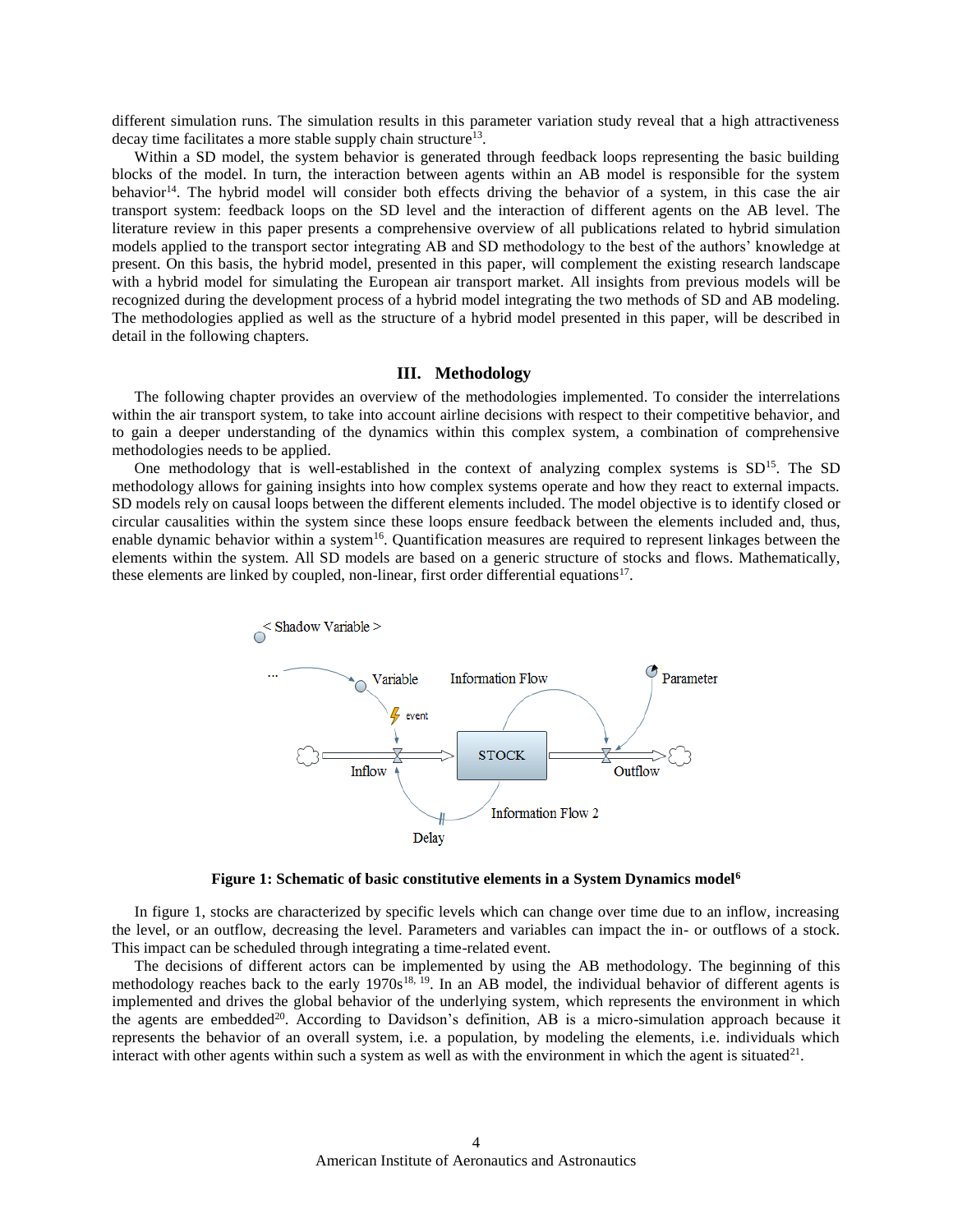different simulation runs. The simulation results in this parameter variation study reveal that a high attractiveness decay time facilitates a more stable supply chain structure[13].

Within a SD model, the system behavior is generated through feedback loops representing the basic building blocks of the model. In turn, the interaction between agents within an AB model is responsible for the system behavior[14]. The hybrid model will consider both effects driving the behavior of a system, in this case the air transport system: feedback loops on the SD level and the interaction of different agents on the AB level. The literature review in this paper presents a comprehensive overview of all publications related to hybrid simulation models applied to the transport sector integrating AB and SD methodology to the best of the authors' knowledge at present. On this basis, the hybrid model, presented in this paper, will complement the existing research landscape with a hybrid model for simulating the European air transport market. All insights from previous models will be recognized during the development process of a hybrid model integrating the two methods of SD and AB modeling. The methodologies applied as well as the structure of a hybrid model presented in this paper, will be described in detail in the following chapters.

## III. Methodology

The following chapter provides an overview of the methodologies implemented. To consider the interrelations within the air transport system, to take into account airline decisions with respect to their competitive behavior, and to gain a deeper understanding of the dynamics within this complex system, a combination of comprehensive methodologies needs to be applied.

One methodology that is well-established in the context of analyzing complex systems is SD[15]. The SD methodology allows for gaining insights into how complex systems operate and how they react to external impacts. SD models rely on causal loops between the different elements included. The model objective is to identify closed or circular causalities within the system since these loops ensure feedback between the elements included and, thus, enable dynamic behavior within a system[16]. Quantification measures are required to represent linkages between the elements within the system. All SD models are based on a generic structure of stocks and flows. Mathematically, these elements are linked by coupled, non-linear, first order differential equations[17].

< Shadow Variable >
...
Variable
Information Flow
Parameter
event
STOCK
Inflow
Outflow
Information Flow 2
Delay

**Figure 1: Schematic of basic constitutive elements in a System Dynamics model[6]**

In figure 1, stocks are characterized by specific levels which can change over time due to an inflow, increasing the level, or an outflow, decreasing the level. Parameters and variables can impact the in- or outflows of a stock. This impact can be scheduled through integrating a time-related event.

The decisions of different actors can be implemented by using the AB methodology. The beginning of this methodology reaches back to the early 1970s[18, 19]. In an AB model, the individual behavior of different agents is implemented and drives the global behavior of the underlying system, which represents the environment in which the agents are embedded[20]. According to Davidson's definition, AB is a micro-simulation approach because it represents the behavior of an overall system, i.e. a population, by modeling the elements, i.e. individuals which interact with other agents within such a system as well as with the environment in which the agent is situated[21].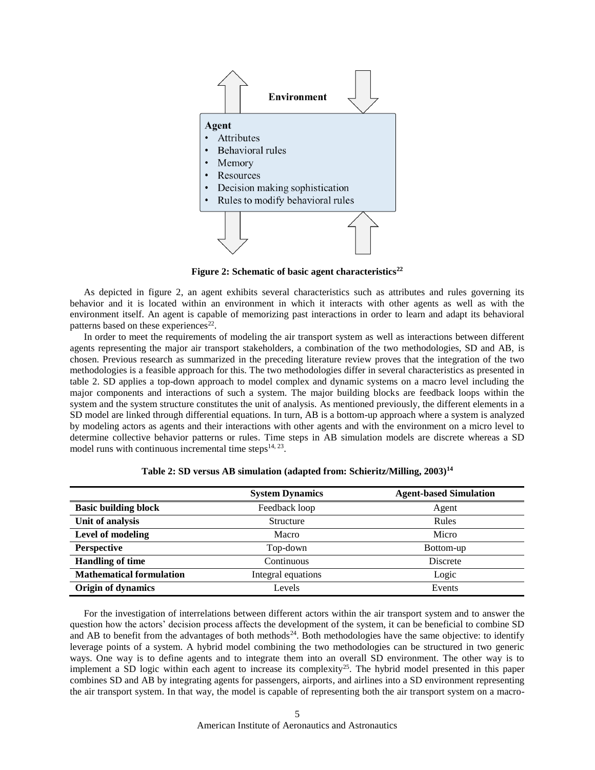Environment

**Agent**
- Attributes
- Behavioral rules
- Memory
- Resources
- Decision making sophistication
- Rules to modify behavioral rules

**Figure 2: Schematic of basic agent characteristics[22]**

As depicted in figure 2, an agent exhibits several characteristics such as attributes and rules governing its behavior and it is located within an environment in which it interacts with other agents as well as with the environment itself. An agent is capable of memorizing past interactions in order to learn and adapt its behavioral patterns based on these experiences[22].

In order to meet the requirements of modeling the air transport system as well as interactions between different agents representing the major air transport stakeholders, a combination of the two methodologies, SD and AB, is chosen. Previous research as summarized in the preceding literature review proves that the integration of the two methodologies is a feasible approach for this. The two methodologies differ in several characteristics as presented in table 2. SD applies a top-down approach to model complex and dynamic systems on a macro level including the major components and interactions of such a system. The major building blocks are feedback loops within the system and the system structure constitutes the unit of analysis. As mentioned previously, the different elements in a SD model are linked through differential equations. In turn, AB is a bottom-up approach where a system is analyzed by modeling actors as agents and their interactions with other agents and with the environment on a micro level to determine collective behavior patterns or rules. Time steps in AB simulation models are discrete whereas a SD model runs with continuous incremental time steps[14, 23].

**Table 2: SD versus AB simulation (adapted from: Schieritz/Milling, 2003)[14]**

| | System Dynamics | Agent-based Simulation |
|---|---|---|
| **Basic building block** | Feedback loop | Agent |
| **Unit of analysis** | Structure | Rules |
| **Level of modeling** | Macro | Micro |
| **Perspective** | Top-down | Bottom-up |
| **Handling of time** | Continuous | Discrete |
| **Mathematical formulation** | Integral equations | Logic |
| **Origin of dynamics** | Levels | Events |

For the investigation of interrelations between different actors within the air transport system and to answer the question how the actors' decision process affects the development of the system, it can be beneficial to combine SD and AB to benefit from the advantages of both methods[24]. Both methodologies have the same objective: to identify leverage points of a system. A hybrid model combining the two methodologies can be structured in two generic ways. One way is to define agents and to integrate them into an overall SD environment. The other way is to implement a SD logic within each agent to increase its complexity[25]. The hybrid model presented in this paper combines SD and AB by integrating agents for passengers, airports, and airlines into a SD environment representing the air transport system. In that way, the model is capable of representing both the air transport system on a macro-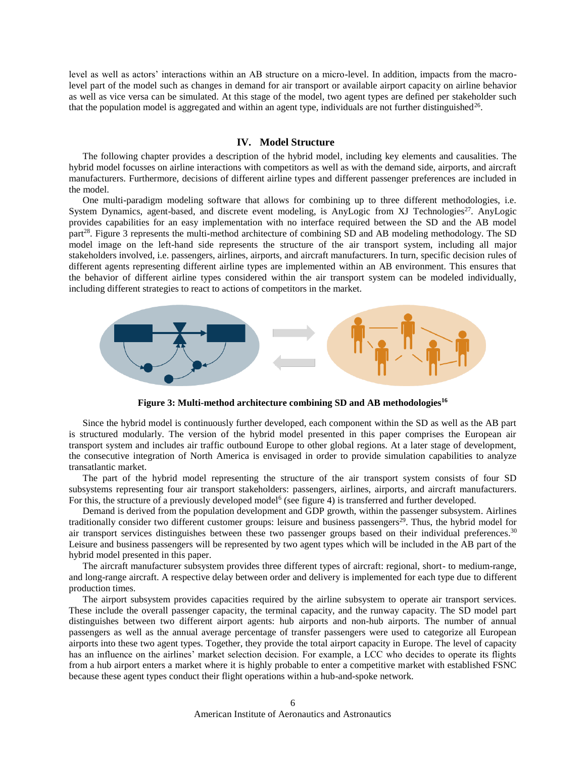level as well as actors' interactions within an AB structure on a micro-level. In addition, impacts from the macro-level part of the model such as changes in demand for air transport or available airport capacity on airline behavior as well as vice versa can be simulated. At this stage of the model, two agent types are defined per stakeholder such that the population model is aggregated and within an agent type, individuals are not further distinguished[26].

## IV. Model Structure

The following chapter provides a description of the hybrid model, including key elements and causalities. The hybrid model focusses on airline interactions with competitors as well as with the demand side, airports, and aircraft manufacturers. Furthermore, decisions of different airline types and different passenger preferences are included in the model.

One multi-paradigm modeling software that allows for combining up to three different methodologies, i.e. System Dynamics, agent-based, and discrete event modeling, is AnyLogic from XJ Technologies[27]. AnyLogic provides capabilities for an easy implementation with no interface required between the SD and the AB model part[28]. Figure 3 represents the multi-method architecture of combining SD and AB modeling methodology. The SD model image on the left-hand side represents the structure of the air transport system, including all major stakeholders involved, i.e. passengers, airlines, airports, and aircraft manufacturers. In turn, specific decision rules of different agents representing different airline types are implemented within an AB environment. This ensures that the behavior of different airline types considered within the air transport system can be modeled individually, including different strategies to react to actions of competitors in the market.

**Figure 3: Multi-method architecture combining SD and AB methodologies[16]**

Since the hybrid model is continuously further developed, each component within the SD as well as the AB part is structured modularly. The version of the hybrid model presented in this paper comprises the European air transport system and includes air traffic outbound Europe to other global regions. At a later stage of development, the consecutive integration of North America is envisaged in order to provide simulation capabilities to analyze transatlantic market.

The part of the hybrid model representing the structure of the air transport system consists of four SD subsystems representing four air transport stakeholders: passengers, airlines, airports, and aircraft manufacturers. For this, the structure of a previously developed model[6] (see figure 4) is transferred and further developed.

Demand is derived from the population development and GDP growth, within the passenger subsystem. Airlines traditionally consider two different customer groups: leisure and business passengers[29]. Thus, the hybrid model for air transport services distinguishes between these two passenger groups based on their individual preferences.[30] Leisure and business passengers will be represented by two agent types which will be included in the AB part of the hybrid model presented in this paper.

The aircraft manufacturer subsystem provides three different types of aircraft: regional, short- to medium-range, and long-range aircraft. A respective delay between order and delivery is implemented for each type due to different production times.

The airport subsystem provides capacities required by the airline subsystem to operate air transport services. These include the overall passenger capacity, the terminal capacity, and the runway capacity. The SD model part distinguishes between two different airport agents: hub airports and non-hub airports. The number of annual passengers as well as the annual average percentage of transfer passengers were used to categorize all European airports into these two agent types. Together, they provide the total airport capacity in Europe. The level of capacity has an influence on the airlines' market selection decision. For example, a LCC who decides to operate its flights from a hub airport enters a market where it is highly probable to enter a competitive market with established FSNC because these agent types conduct their flight operations within a hub-and-spoke network.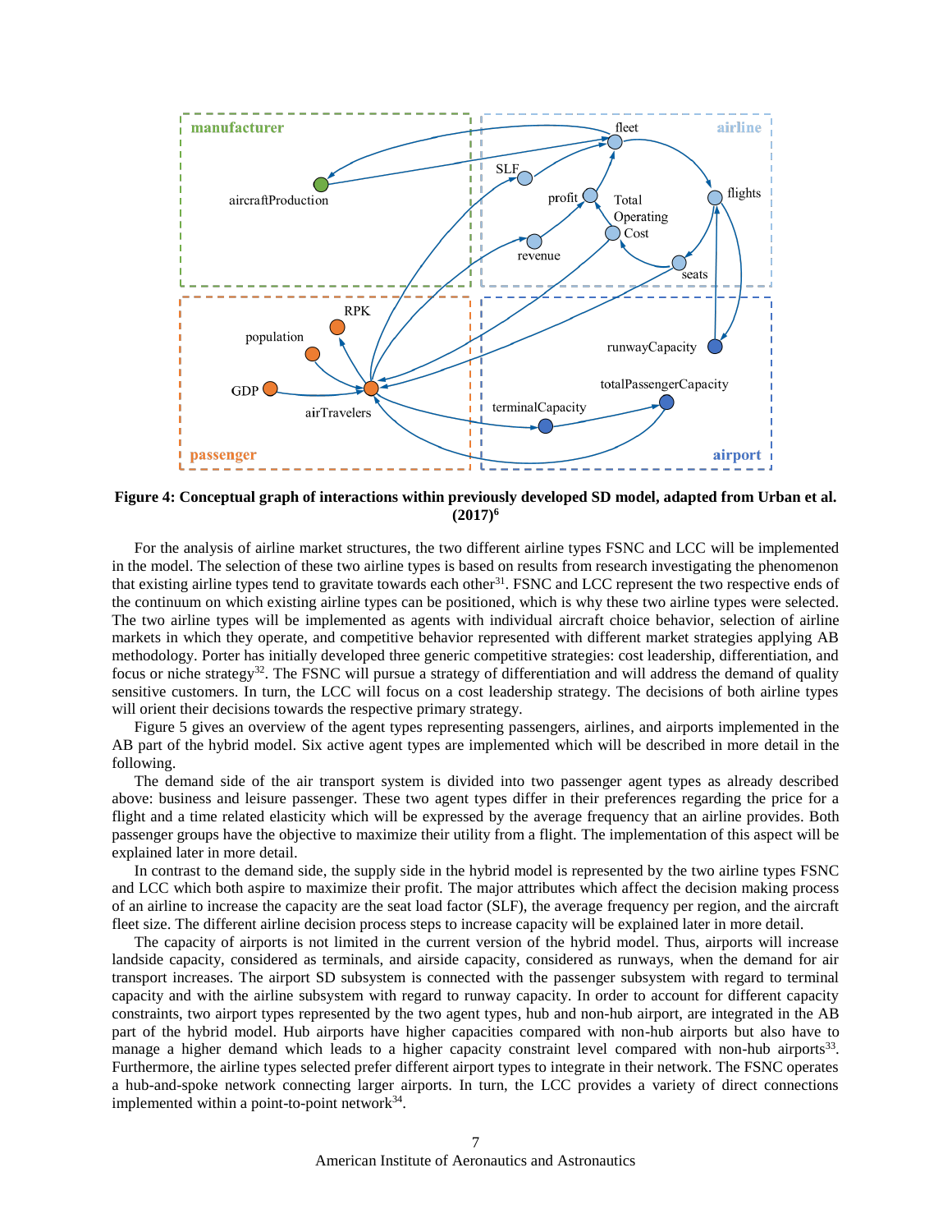manufacturer

airline

fleet

SLF

aircraftProduction

profit

Total Operating Cost

flights

revenue

seats

RPK

population

runwayCapacity

GDP

airTravelers

totalPassengerCapacity

terminalCapacity

passenger

airport

**Figure 4: Conceptual graph of interactions within previously developed SD model, adapted from Urban et al. (2017)[6]**

For the analysis of airline market structures, the two different airline types FSNC and LCC will be implemented in the model. The selection of these two airline types is based on results from research investigating the phenomenon that existing airline types tend to gravitate towards each other[31]. FSNC and LCC represent the two respective ends of the continuum on which existing airline types can be positioned, which is why these two airline types were selected. The two airline types will be implemented as agents with individual aircraft choice behavior, selection of airline markets in which they operate, and competitive behavior represented with different market strategies applying AB methodology. Porter has initially developed three generic competitive strategies: cost leadership, differentiation, and focus or niche strategy[32]. The FSNC will pursue a strategy of differentiation and will address the demand of quality sensitive customers. In turn, the LCC will focus on a cost leadership strategy. The decisions of both airline types will orient their decisions towards the respective primary strategy.

Figure 5 gives an overview of the agent types representing passengers, airlines, and airports implemented in the AB part of the hybrid model. Six active agent types are implemented which will be described in more detail in the following.

The demand side of the air transport system is divided into two passenger agent types as already described above: business and leisure passenger. These two agent types differ in their preferences regarding the price for a flight and a time related elasticity which will be expressed by the average frequency that an airline provides. Both passenger groups have the objective to maximize their utility from a flight. The implementation of this aspect will be explained later in more detail.

In contrast to the demand side, the supply side in the hybrid model is represented by the two airline types FSNC and LCC which both aspire to maximize their profit. The major attributes which affect the decision making process of an airline to increase the capacity are the seat load factor (SLF), the average frequency per region, and the aircraft fleet size. The different airline decision process steps to increase capacity will be explained later in more detail.

The capacity of airports is not limited in the current version of the hybrid model. Thus, airports will increase landside capacity, considered as terminals, and airside capacity, considered as runways, when the demand for air transport increases. The airport SD subsystem is connected with the passenger subsystem with regard to terminal capacity and with the airline subsystem with regard to runway capacity. In order to account for different capacity constraints, two airport types represented by the two agent types, hub and non-hub airport, are integrated in the AB part of the hybrid model. Hub airports have higher capacities compared with non-hub airports but also have to manage a higher demand which leads to a higher capacity constraint level compared with non-hub airports[33]. Furthermore, the airline types selected prefer different airport types to integrate in their network. The FSNC operates a hub-and-spoke network connecting larger airports. In turn, the LCC provides a variety of direct connections implemented within a point-to-point network[34].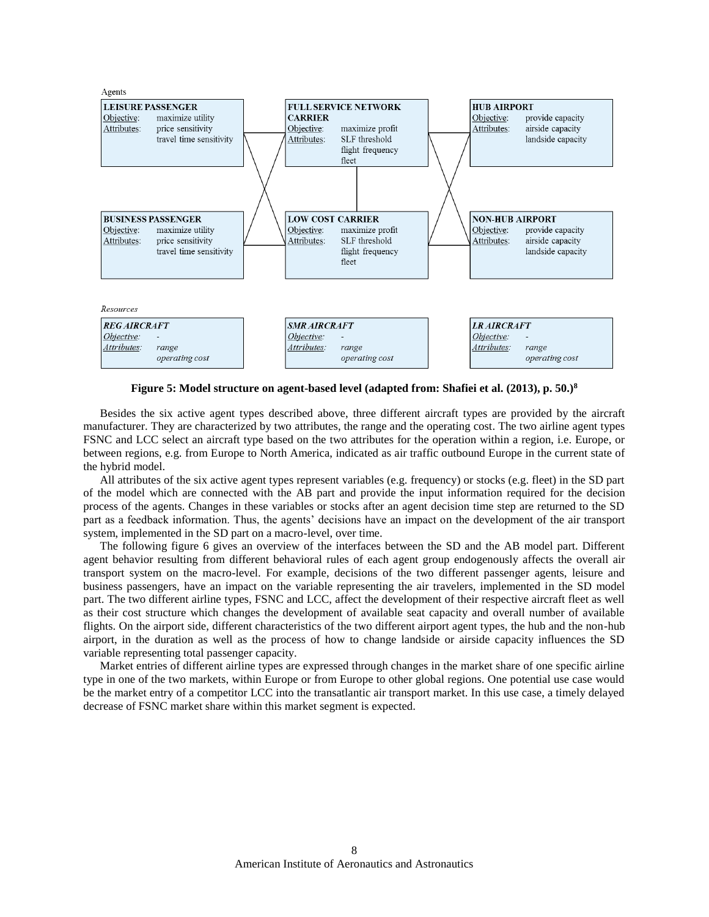Agents

**LEISURE PASSENGER**
Objective: maximize utility
Attributes: price sensitivity
travel time sensitivity

**FULL SERVICE NETWORK CARRIER**
Objective: maximize profit
Attributes: SLF threshold
flight frequency
fleet

**HUB AIRPORT**
Objective: provide capacity
Attributes: airside capacity
landside capacity

**BUSINESS PASSENGER**
Objective: maximize utility
Attributes: price sensitivity
travel time sensitivity

**LOW COST CARRIER**
Objective: maximize profit
Attributes: SLF threshold
flight frequency
fleet

**NON-HUB AIRPORT**
Objective: provide capacity
Attributes: airside capacity
landside capacity

*Resources*

***REG AIRCRAFT***
*Objective:* -
*Attributes:* *range*
*operating cost*

***SMR AIRCRAFT***
*Objective:* -
*Attributes:* *range*
*operating cost*

***LR AIRCRAFT***
*Objective:* -
*Attributes:* *range*
*operating cost*

**Figure 5: Model structure on agent-based level (adapted from: Shafiei et al. (2013), p. 50.)[8]**

Besides the six active agent types described above, three different aircraft types are provided by the aircraft manufacturer. They are characterized by two attributes, the range and the operating cost. The two airline agent types FSNC and LCC select an aircraft type based on the two attributes for the operation within a region, i.e. Europe, or between regions, e.g. from Europe to North America, indicated as air traffic outbound Europe in the current state of the hybrid model.

All attributes of the six active agent types represent variables (e.g. frequency) or stocks (e.g. fleet) in the SD part of the model which are connected with the AB part and provide the input information required for the decision process of the agents. Changes in these variables or stocks after an agent decision time step are returned to the SD part as a feedback information. Thus, the agents' decisions have an impact on the development of the air transport system, implemented in the SD part on a macro-level, over time.

The following figure 6 gives an overview of the interfaces between the SD and the AB model part. Different agent behavior resulting from different behavioral rules of each agent group endogenously affects the overall air transport system on the macro-level. For example, decisions of the two different passenger agents, leisure and business passengers, have an impact on the variable representing the air travelers, implemented in the SD model part. The two different airline types, FSNC and LCC, affect the development of their respective aircraft fleet as well as their cost structure which changes the development of available seat capacity and overall number of available flights. On the airport side, different characteristics of the two different airport agent types, the hub and the non-hub airport, in the duration as well as the process of how to change landside or airside capacity influences the SD variable representing total passenger capacity.

Market entries of different airline types are expressed through changes in the market share of one specific airline type in one of the two markets, within Europe or from Europe to other global regions. One potential use case would be the market entry of a competitor LCC into the transatlantic air transport market. In this use case, a timely delayed decrease of FSNC market share within this market segment is expected.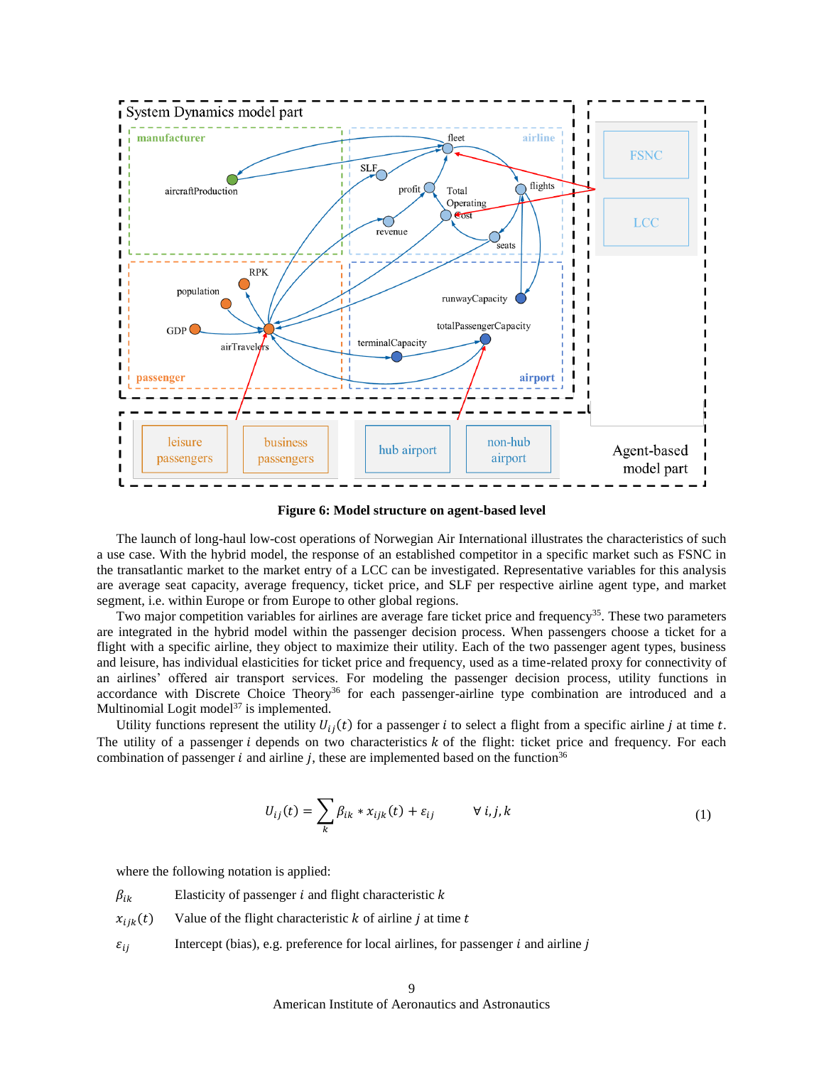**Figure 6: Model structure on agent-based level**

The launch of long-haul low-cost operations of Norwegian Air International illustrates the characteristics of such a use case. With the hybrid model, the response of an established competitor in a specific market such as FSNC in the transatlantic market to the market entry of a LCC can be investigated. Representative variables for this analysis are average seat capacity, average frequency, ticket price, and SLF per respective airline agent type, and market segment, i.e. within Europe or from Europe to other global regions.

Two major competition variables for airlines are average fare ticket price and frequency[35]. These two parameters are integrated in the hybrid model within the passenger decision process. When passengers choose a ticket for a flight with a specific airline, they object to maximize their utility. Each of the two passenger agent types, business and leisure, has individual elasticities for ticket price and frequency, used as a time-related proxy for connectivity of an airlines' offered air transport services. For modeling the passenger decision process, utility functions in accordance with Discrete Choice Theory[36] for each passenger-airline type combination are introduced and a Multinomial Logit model[37] is implemented.

Utility functions represent the utility $U_{ij}(t)$ for a passenger $i$ to select a flight from a specific airline $j$ at time $t$. The utility of a passenger $i$ depends on two characteristics $k$ of the flight: ticket price and frequency. For each combination of passenger $i$ and airline $j$, these are implemented based on the function[36]

$$U_{ij}(t) = \sum_{k} \beta_{ik} * x_{ijk}(t) + \varepsilon_{ij} \qquad \forall\, i, j, k \tag{1}$$

where the following notation is applied:

$\beta_{ik}$ Elasticity of passenger $i$ and flight characteristic $k$

$x_{ijk}(t)$ Value of the flight characteristic $k$ of airline $j$ at time $t$

$\varepsilon_{ij}$ Intercept (bias), e.g. preference for local airlines, for passenger $i$ and airline $j$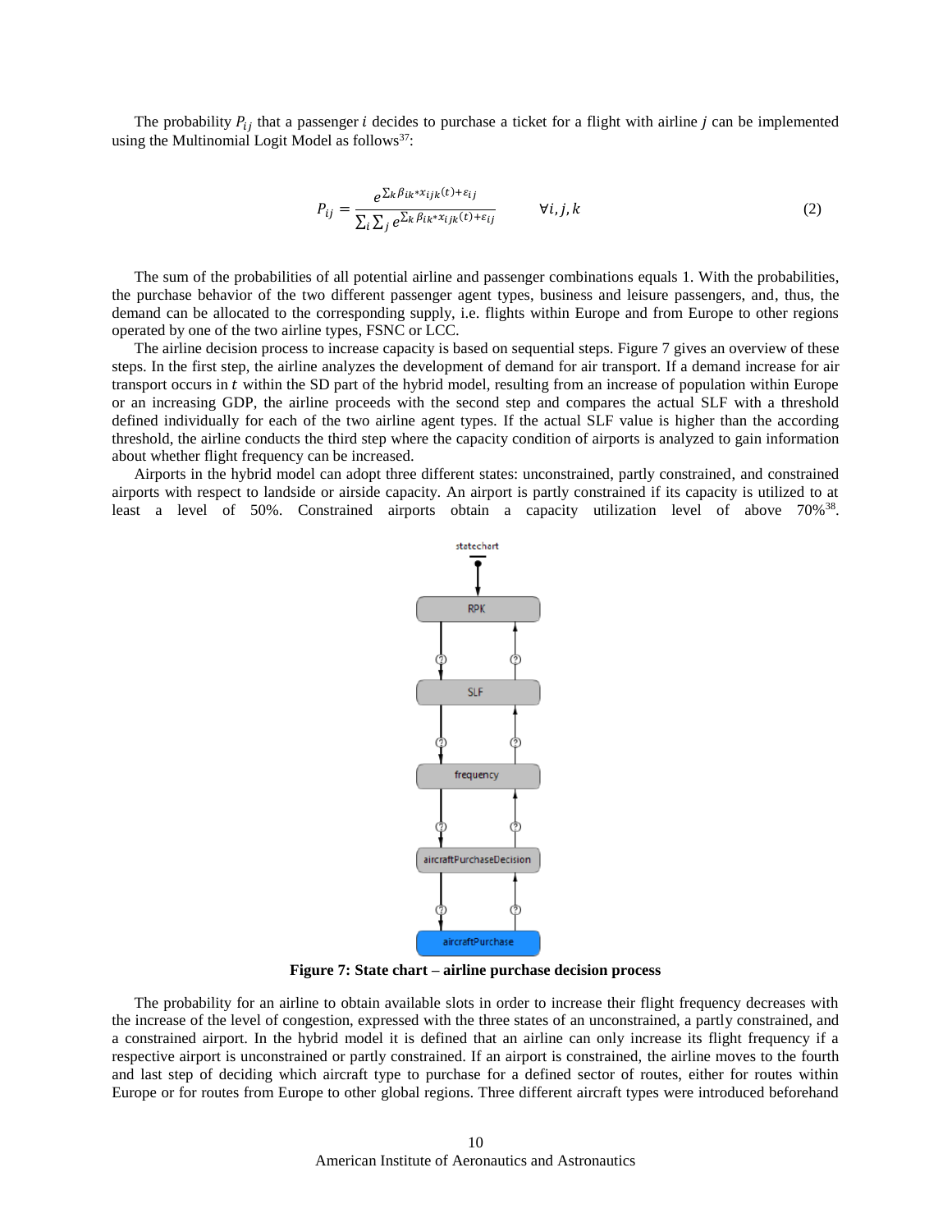The probability $P_{ij}$ that a passenger $i$ decides to purchase a ticket for a flight with airline $j$ can be implemented using the Multinomial Logit Model as follows[37]:

$$P_{ij} = \frac{e^{\sum_k \beta_{ik} * x_{ijk}(t) + \varepsilon_{ij}}}{\sum_i \sum_j e^{\sum_k \beta_{ik} * x_{ijk}(t) + \varepsilon_{ij}}} \qquad \forall i, j, k \tag{2}$$

The sum of the probabilities of all potential airline and passenger combinations equals 1. With the probabilities, the purchase behavior of the two different passenger agent types, business and leisure passengers, and, thus, the demand can be allocated to the corresponding supply, i.e. flights within Europe and from Europe to other regions operated by one of the two airline types, FSNC or LCC.

The airline decision process to increase capacity is based on sequential steps. Figure 7 gives an overview of these steps. In the first step, the airline analyzes the development of demand for air transport. If a demand increase for air transport occurs in $t$ within the SD part of the hybrid model, resulting from an increase of population within Europe or an increasing GDP, the airline proceeds with the second step and compares the actual SLF with a threshold defined individually for each of the two airline agent types. If the actual SLF value is higher than the according threshold, the airline conducts the third step where the capacity condition of airports is analyzed to gain information about whether flight frequency can be increased.

Airports in the hybrid model can adopt three different states: unconstrained, partly constrained, and constrained airports with respect to landside or airside capacity. An airport is partly constrained if its capacity is utilized to at least a level of 50%. Constrained airports obtain a capacity utilization level of above 70%[38].

statechart

RPK

SLF

frequency

aircraftPurchaseDecision

aircraftPurchase

**Figure 7: State chart – airline purchase decision process**

The probability for an airline to obtain available slots in order to increase their flight frequency decreases with the increase of the level of congestion, expressed with the three states of an unconstrained, a partly constrained, and a constrained airport. In the hybrid model it is defined that an airline can only increase its flight frequency if a respective airport is unconstrained or partly constrained. If an airport is constrained, the airline moves to the fourth and last step of deciding which aircraft type to purchase for a defined sector of routes, either for routes within Europe or for routes from Europe to other global regions. Three different aircraft types were introduced beforehand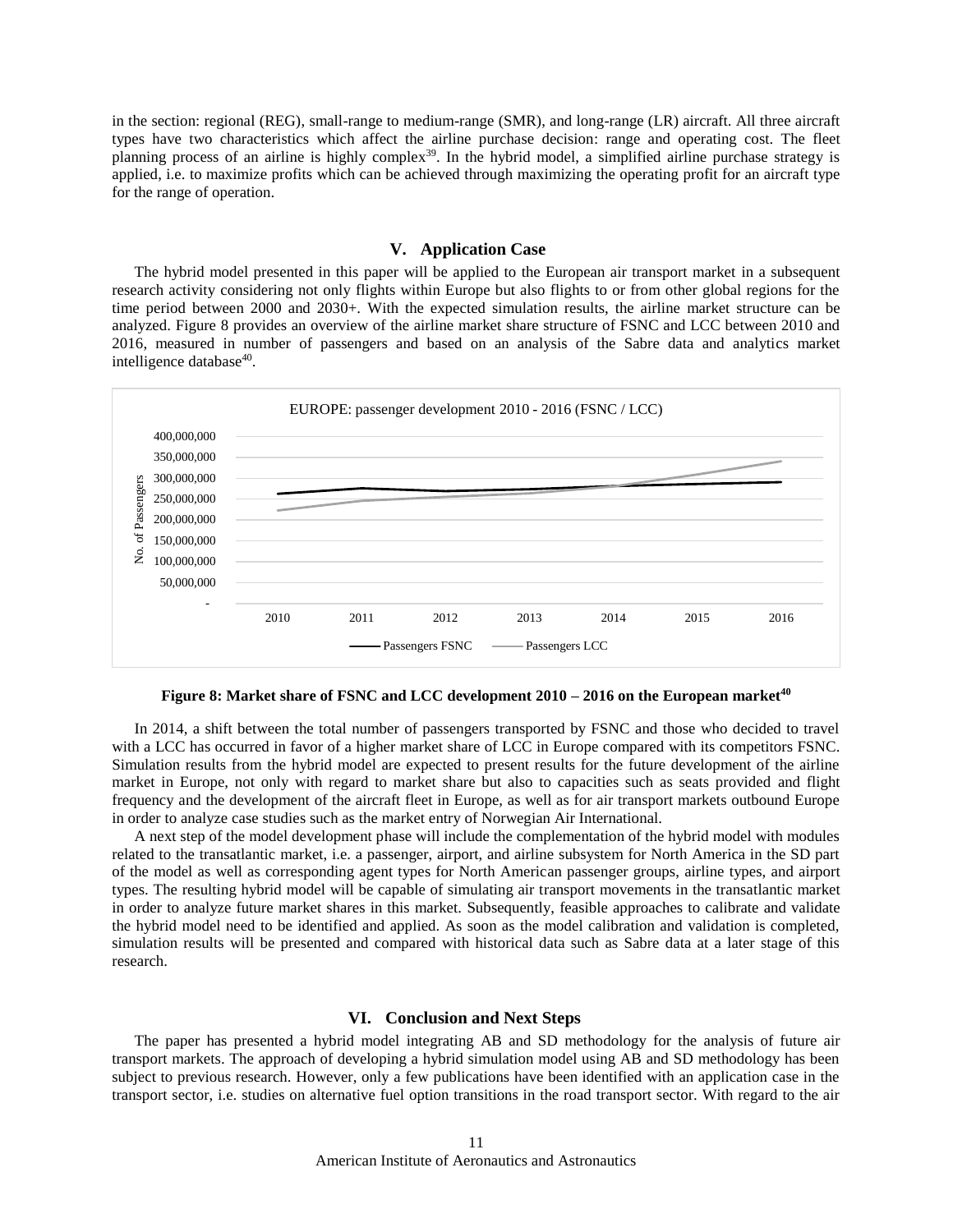in the section: regional (REG), small-range to medium-range (SMR), and long-range (LR) aircraft. All three aircraft types have two characteristics which affect the airline purchase decision: range and operating cost. The fleet planning process of an airline is highly complex[39]. In the hybrid model, a simplified airline purchase strategy is applied, i.e. to maximize profits which can be achieved through maximizing the operating profit for an aircraft type for the range of operation.

## V. Application Case

The hybrid model presented in this paper will be applied to the European air transport market in a subsequent research activity considering not only flights within Europe but also flights to or from other global regions for the time period between 2000 and 2030+. With the expected simulation results, the airline market structure can be analyzed. Figure 8 provides an overview of the airline market share structure of FSNC and LCC between 2010 and 2016, measured in number of passengers and based on an analysis of the Sabre data and analytics market intelligence database[40].

**Figure 8: Market share of FSNC and LCC development 2010 – 2016 on the European market[40]**

In 2014, a shift between the total number of passengers transported by FSNC and those who decided to travel with a LCC has occurred in favor of a higher market share of LCC in Europe compared with its competitors FSNC. Simulation results from the hybrid model are expected to present results for the future development of the airline market in Europe, not only with regard to market share but also to capacities such as seats provided and flight frequency and the development of the aircraft fleet in Europe, as well as for air transport markets outbound Europe in order to analyze case studies such as the market entry of Norwegian Air International.

A next step of the model development phase will include the complementation of the hybrid model with modules related to the transatlantic market, i.e. a passenger, airport, and airline subsystem for North America in the SD part of the model as well as corresponding agent types for North American passenger groups, airline types, and airport types. The resulting hybrid model will be capable of simulating air transport movements in the transatlantic market in order to analyze future market shares in this market. Subsequently, feasible approaches to calibrate and validate the hybrid model need to be identified and applied. As soon as the model calibration and validation is completed, simulation results will be presented and compared with historical data such as Sabre data at a later stage of this research.

## VI. Conclusion and Next Steps

The paper has presented a hybrid model integrating AB and SD methodology for the analysis of future air transport markets. The approach of developing a hybrid simulation model using AB and SD methodology has been subject to previous research. However, only a few publications have been identified with an application case in the transport sector, i.e. studies on alternative fuel option transitions in the road transport sector. With regard to the air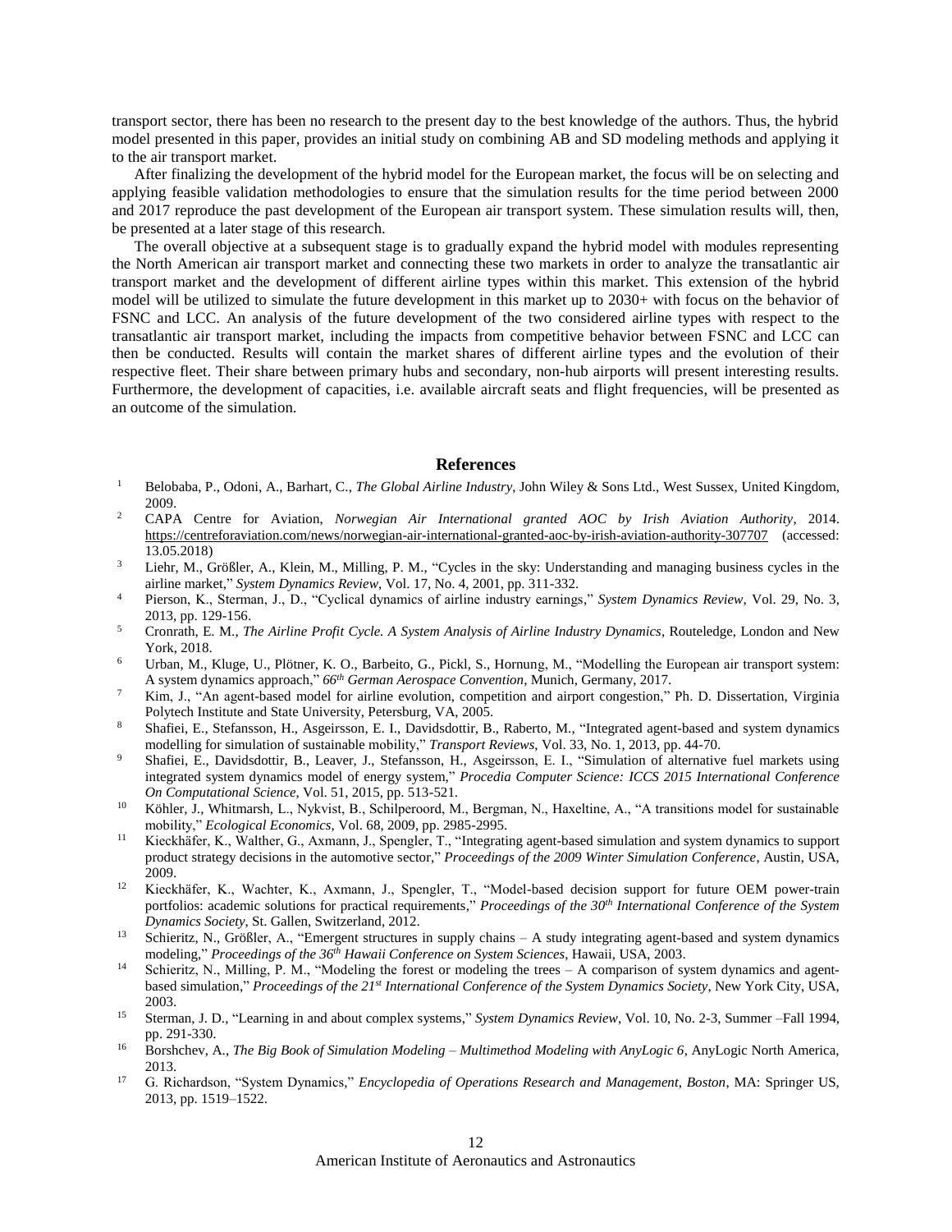transport sector, there has been no research to the present day to the best knowledge of the authors. Thus, the hybrid model presented in this paper, provides an initial study on combining AB and SD modeling methods and applying it to the air transport market.

After finalizing the development of the hybrid model for the European market, the focus will be on selecting and applying feasible validation methodologies to ensure that the simulation results for the time period between 2000 and 2017 reproduce the past development of the European air transport system. These simulation results will, then, be presented at a later stage of this research.

The overall objective at a subsequent stage is to gradually expand the hybrid model with modules representing the North American air transport market and connecting these two markets in order to analyze the transatlantic air transport market and the development of different airline types within this market. This extension of the hybrid model will be utilized to simulate the future development in this market up to 2030+ with focus on the behavior of FSNC and LCC. An analysis of the future development of the two considered airline types with respect to the transatlantic air transport market, including the impacts from competitive behavior between FSNC and LCC can then be conducted. Results will contain the market shares of different airline types and the evolution of their respective fleet. Their share between primary hubs and secondary, non-hub airports will present interesting results. Furthermore, the development of capacities, i.e. available aircraft seats and flight frequencies, will be presented as an outcome of the simulation.

## References

[1] Belobaba, P., Odoni, A., Barhart, C., *The Global Airline Industry*, John Wiley & Sons Ltd., West Sussex, United Kingdom, 2009.

[2] CAPA Centre for Aviation, *Norwegian Air International granted AOC by Irish Aviation Authority*, 2014. https://centreforaviation.com/news/norwegian-air-international-granted-aoc-by-irish-aviation-authority-307707 (accessed: 13.05.2018)

[3] Liehr, M., Größler, A., Klein, M., Milling, P. M., "Cycles in the sky: Understanding and managing business cycles in the airline market," *System Dynamics Review*, Vol. 17, No. 4, 2001, pp. 311-332.

[4] Pierson, K., Sterman, J., D., "Cyclical dynamics of airline industry earnings," *System Dynamics Review*, Vol. 29, No. 3, 2013, pp. 129-156.

[5] Cronrath, E. M., *The Airline Profit Cycle. A System Analysis of Airline Industry Dynamics*, Routeledge, London and New York, 2018.

[6] Urban, M., Kluge, U., Plötner, K. O., Barbeito, G., Pickl, S., Hornung, M., "Modelling the European air transport system: A system dynamics approach," *66th German Aerospace Convention*, Munich, Germany, 2017.

[7] Kim, J., "An agent-based model for airline evolution, competition and airport congestion," Ph. D. Dissertation, Virginia Polytech Institute and State University, Petersburg, VA, 2005.

[8] Shafiei, E., Stefansson, H., Asgeirsson, E. I., Davidsdottir, B., Raberto, M., "Integrated agent-based and system dynamics modelling for simulation of sustainable mobility," *Transport Reviews*, Vol. 33, No. 1, 2013, pp. 44-70.

[9] Shafiei, E., Davidsdottir, B., Leaver, J., Stefansson, H., Asgeirsson, E. I., "Simulation of alternative fuel markets using integrated system dynamics model of energy system," *Procedia Computer Science: ICCS 2015 International Conference On Computational Science*, Vol. 51, 2015, pp. 513-521.

[10] Köhler, J., Whitmarsh, L., Nykvist, B., Schilperoord, M., Bergman, N., Haxeltine, A., "A transitions model for sustainable mobility," *Ecological Economics*, Vol. 68, 2009, pp. 2985-2995.

[11] Kieckhäfer, K., Walther, G., Axmann, J., Spengler, T., "Integrating agent-based simulation and system dynamics to support product strategy decisions in the automotive sector," *Proceedings of the 2009 Winter Simulation Conference*, Austin, USA, 2009.

[12] Kieckhäfer, K., Wachter, K., Axmann, J., Spengler, T., "Model-based decision support for future OEM power-train portfolios: academic solutions for practical requirements," *Proceedings of the 30th International Conference of the System Dynamics Society*, St. Gallen, Switzerland, 2012.

[13] Schieritz, N., Größler, A., "Emergent structures in supply chains – A study integrating agent-based and system dynamics modeling," *Proceedings of the 36th Hawaii Conference on System Sciences*, Hawaii, USA, 2003.

[14] Schieritz, N., Milling, P. M., "Modeling the forest or modeling the trees – A comparison of system dynamics and agent-based simulation," *Proceedings of the 21st International Conference of the System Dynamics Society*, New York City, USA, 2003.

[15] Sterman, J. D., "Learning in and about complex systems," *System Dynamics Review*, Vol. 10, No. 2-3, Summer –Fall 1994, pp. 291-330.

[16] Borshchev, A., *The Big Book of Simulation Modeling – Multimethod Modeling with AnyLogic 6*, AnyLogic North America, 2013.

[17] G. Richardson, "System Dynamics," *Encyclopedia of Operations Research and Management, Boston*, MA: Springer US, 2013, pp. 1519–1522.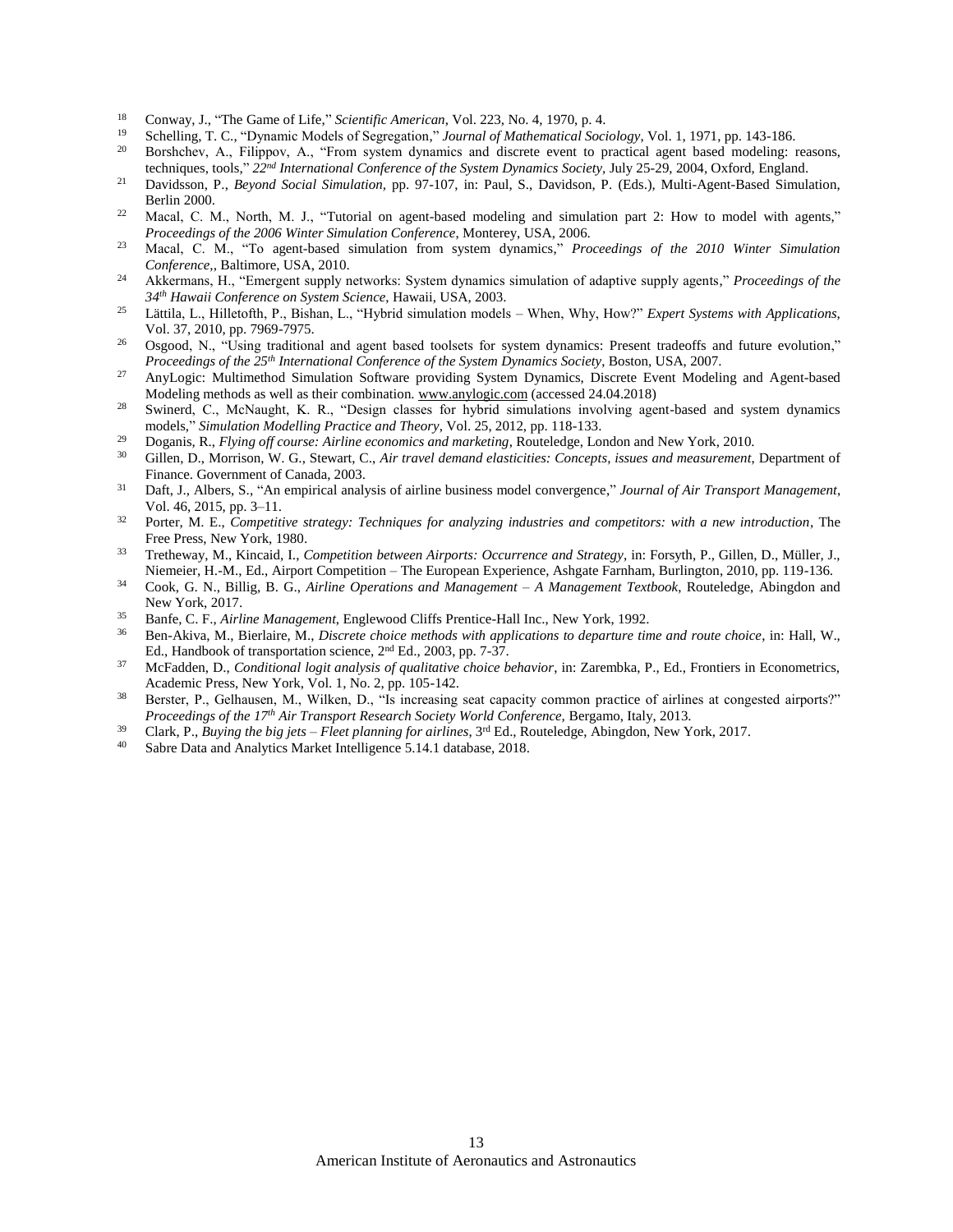[18] Conway, J., "The Game of Life," *Scientific American*, Vol. 223, No. 4, 1970, p. 4.

[19] Schelling, T. C., "Dynamic Models of Segregation," *Journal of Mathematical Sociology*, Vol. 1, 1971, pp. 143-186.

[20] Borshchev, A., Filippov, A., "From system dynamics and discrete event to practical agent based modeling: reasons, techniques, tools," *22nd International Conference of the System Dynamics Society*, July 25-29, 2004, Oxford, England.

[21] Davidsson, P., *Beyond Social Simulation*, pp. 97-107, in: Paul, S., Davidson, P. (Eds.), Multi-Agent-Based Simulation, Berlin 2000.

[22] Macal, C. M., North, M. J., "Tutorial on agent-based modeling and simulation part 2: How to model with agents," *Proceedings of the 2006 Winter Simulation Conference*, Monterey, USA, 2006.

[23] Macal, C. M., "To agent-based simulation from system dynamics," *Proceedings of the 2010 Winter Simulation Conference,*, Baltimore, USA, 2010.

[24] Akkermans, H., "Emergent supply networks: System dynamics simulation of adaptive supply agents," *Proceedings of the 34th Hawaii Conference on System Science*, Hawaii, USA, 2003.

[25] Lättila, L., Hilletofth, P., Bishan, L., "Hybrid simulation models – When, Why, How?" *Expert Systems with Applications*, Vol. 37, 2010, pp. 7969-7975.

[26] Osgood, N., "Using traditional and agent based toolsets for system dynamics: Present tradeoffs and future evolution," *Proceedings of the 25th International Conference of the System Dynamics Society*, Boston, USA, 2007.

[27] AnyLogic: Multimethod Simulation Software providing System Dynamics, Discrete Event Modeling and Agent-based Modeling methods as well as their combination. www.anylogic.com (accessed 24.04.2018)

[28] Swinerd, C., McNaught, K. R., "Design classes for hybrid simulations involving agent-based and system dynamics models," *Simulation Modelling Practice and Theory*, Vol. 25, 2012, pp. 118-133.

[29] Doganis, R., *Flying off course: Airline economics and marketing*, Routeledge, London and New York, 2010.

[30] Gillen, D., Morrison, W. G., Stewart, C., *Air travel demand elasticities: Concepts, issues and measurement*, Department of Finance. Government of Canada, 2003.

[31] Daft, J., Albers, S., "An empirical analysis of airline business model convergence," *Journal of Air Transport Management*, Vol. 46, 2015, pp. 3–11.

[32] Porter, M. E., *Competitive strategy: Techniques for analyzing industries and competitors: with a new introduction*, The Free Press, New York, 1980.

[33] Tretheway, M., Kincaid, I., *Competition between Airports: Occurrence and Strategy*, in: Forsyth, P., Gillen, D., Müller, J., Niemeier, H.-M., Ed., Airport Competition – The European Experience, Ashgate Farnham, Burlington, 2010, pp. 119-136.

[34] Cook, G. N., Billig, B. G., *Airline Operations and Management – A Management Textbook*, Routeledge, Abingdon and New York, 2017.

[35] Banfe, C. F., *Airline Management*, Englewood Cliffs Prentice-Hall Inc., New York, 1992.

[36] Ben-Akiva, M., Bierlaire, M., *Discrete choice methods with applications to departure time and route choice*, in: Hall, W., Ed., Handbook of transportation science, 2nd Ed., 2003, pp. 7-37.

[37] McFadden, D., *Conditional logit analysis of qualitative choice behavior*, in: Zarembka, P., Ed., Frontiers in Econometrics, Academic Press, New York, Vol. 1, No. 2, pp. 105-142.

[38] Berster, P., Gelhausen, M., Wilken, D., "Is increasing seat capacity common practice of airlines at congested airports?" *Proceedings of the 17th Air Transport Research Society World Conference*, Bergamo, Italy, 2013.

[39] Clark, P., *Buying the big jets – Fleet planning for airlines*, 3rd Ed., Routeledge, Abingdon, New York, 2017.

[40] Sabre Data and Analytics Market Intelligence 5.14.1 database, 2018.